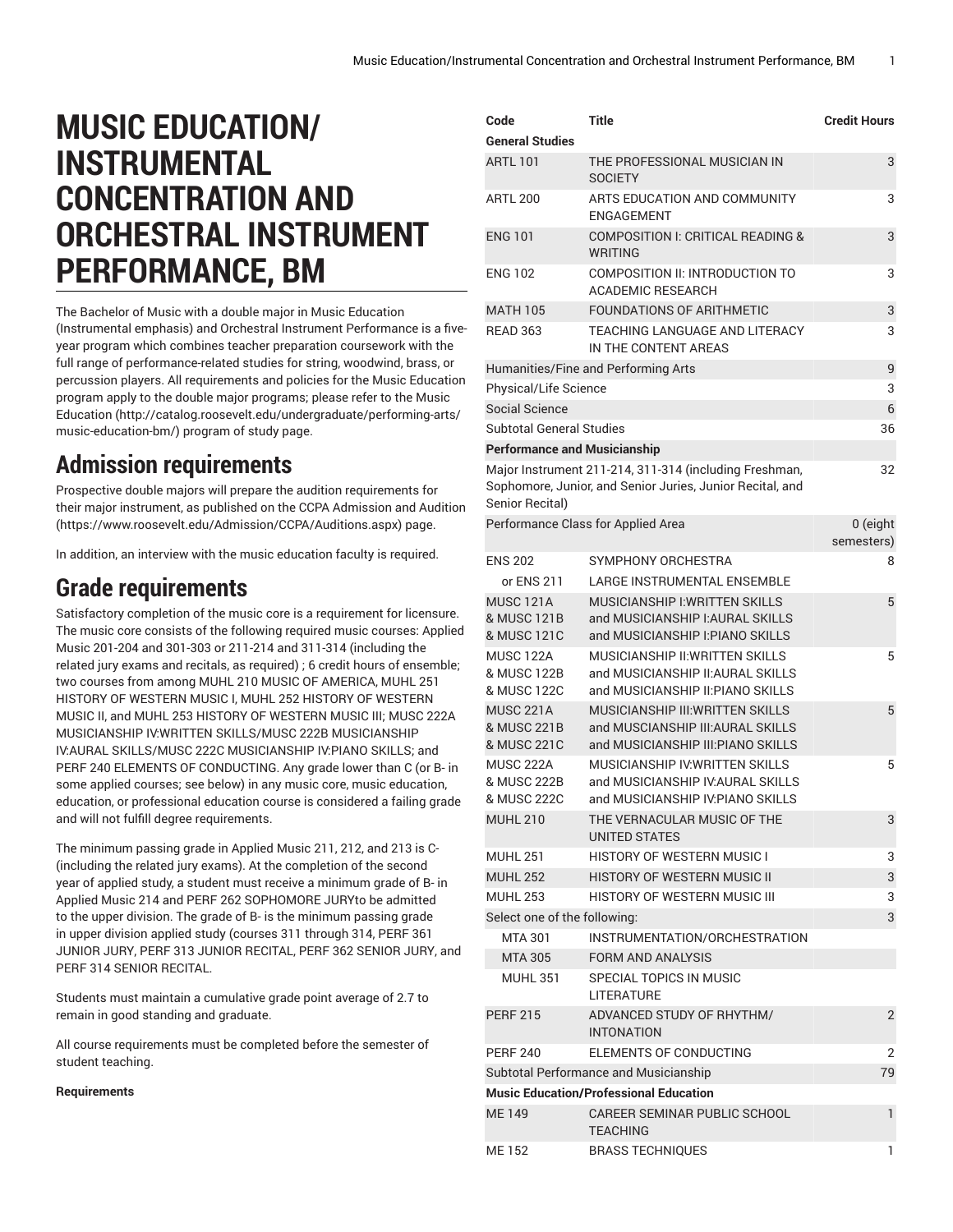# MUSIC EDUCATION/ INSTRUMENTAL CONCENTRATION AND ORCHESTRAL INSTRUMENT PERFORMANCE, BM

The Bachelor of Music with a double major in Music Education (Instrumental emphasis) and Orchestral Instrument Performance is a five-year program which combines teacher preparation coursework with the full range of performance-related studies for string, woodwind, brass, or percussion players. All requirements and policies for the Music Education program apply to the double major programs; please refer to the Music Education (http://catalog.roosevelt.edu/undergraduate/performing-arts/music-education-bm/) program of study page.

## Admission requirements

Prospective double majors will prepare the audition requirements for their major instrument, as published on the CCPA Admission and Audition (https://www.roosevelt.edu/Admission/CCPA/Auditions.aspx) page.

In addition, an interview with the music education faculty is required.

## Grade requirements

Satisfactory completion of the music core is a requirement for licensure. The music core consists of the following required music courses: Applied Music 201-204 and 301-303 or 211-214 and 311-314 (including the related jury exams and recitals, as required) ; 6 credit hours of ensemble; two courses from among MUHL 210 MUSIC OF AMERICA, MUHL 251 HISTORY OF WESTERN MUSIC I, MUHL 252 HISTORY OF WESTERN MUSIC II, and MUHL 253 HISTORY OF WESTERN MUSIC III; MUSC 222A MUSICIANSHIP IV:WRITTEN SKILLS/MUSC 222B MUSICIANSHIP IV:AURAL SKILLS/MUSC 222C MUSICIANSHIP IV:PIANO SKILLS; and PERF 240 ELEMENTS OF CONDUCTING. Any grade lower than C (or B- in some applied courses; see below) in any music core, music education, education, or professional education course is considered a failing grade and will not fulfill degree requirements.

The minimum passing grade in Applied Music 211, 212, and 213 is C- (including the related jury exams). At the completion of the second year of applied study, a student must receive a minimum grade of B- in Applied Music 214 and PERF 262 SOPHOMORE JURYto be admitted to the upper division. The grade of B- is the minimum passing grade in upper division applied study (courses 311 through 314, PERF 361 JUNIOR JURY, PERF 313 JUNIOR RECITAL, PERF 362 SENIOR JURY, and PERF 314 SENIOR RECITAL.

Students must maintain a cumulative grade point average of 2.7 to remain in good standing and graduate.

All course requirements must be completed before the semester of student teaching.

**Requirements**

| Code | Title | Credit Hours |
|---|---|---|
| **General Studies** | | |
| ARTL 101 | THE PROFESSIONAL MUSICIAN IN SOCIETY | 3 |
| ARTL 200 | ARTS EDUCATION AND COMMUNITY ENGAGEMENT | 3 |
| ENG 101 | COMPOSITION I: CRITICAL READING & WRITING | 3 |
| ENG 102 | COMPOSITION II: INTRODUCTION TO ACADEMIC RESEARCH | 3 |
| MATH 105 | FOUNDATIONS OF ARITHMETIC | 3 |
| READ 363 | TEACHING LANGUAGE AND LITERACY IN THE CONTENT AREAS | 3 |
| Humanities/Fine and Performing Arts | | 9 |
| Physical/Life Science | | 3 |
| Social Science | | 6 |
| Subtotal General Studies | | 36 |
| **Performance and Musicianship** | | |
| Major Instrument 211-214, 311-314 (including Freshman, Sophomore, Junior, and Senior Juries, Junior Recital, and Senior Recital) | | 32 |
| Performance Class for Applied Area | | 0 (eight semesters) |
| ENS 202 | SYMPHONY ORCHESTRA | 8 |
| or ENS 211 | LARGE INSTRUMENTAL ENSEMBLE | |
| MUSC 121A & MUSC 121B & MUSC 121C | MUSICIANSHIP I:WRITTEN SKILLS and MUSICIANSHIP I:AURAL SKILLS and MUSICIANSHIP I:PIANO SKILLS | 5 |
| MUSC 122A & MUSC 122B & MUSC 122C | MUSICIANSHIP II:WRITTEN SKILLS and MUSICIANSHIP II:AURAL SKILLS and MUSICIANSHIP II:PIANO SKILLS | 5 |
| MUSC 221A & MUSC 221B & MUSC 221C | MUSICIANSHIP III:WRITTEN SKILLS and MUSCIANSHIP III:AURAL SKILLS and MUSCIANSHIP III:PIANO SKILLS | 5 |
| MUSC 222A & MUSC 222B & MUSC 222C | MUSICIANSHIP IV:WRITTEN SKILLS and MUSICIANSHIP IV:AURAL SKILLS and MUSICIANSHIP IV:PIANO SKILLS | 5 |
| MUHL 210 | THE VERNACULAR MUSIC OF THE UNITED STATES | 3 |
| MUHL 251 | HISTORY OF WESTERN MUSIC I | 3 |
| MUHL 252 | HISTORY OF WESTERN MUSIC II | 3 |
| MUHL 253 | HISTORY OF WESTERN MUSIC III | 3 |
| Select one of the following: | | 3 |
| MTA 301 | INSTRUMENTATION/ORCHESTRATION | |
| MTA 305 | FORM AND ANALYSIS | |
| MUHL 351 | SPECIAL TOPICS IN MUSIC LITERATURE | |
| PERF 215 | ADVANCED STUDY OF RHYTHM/ INTONATION | 2 |
| PERF 240 | ELEMENTS OF CONDUCTING | 2 |
| Subtotal Performance and Musicianship | | 79 |
| **Music Education/Professional Education** | | |
| ME 149 | CAREER SEMINAR PUBLIC SCHOOL TEACHING | 1 |
| ME 152 | BRASS TECHNIQUES | 1 |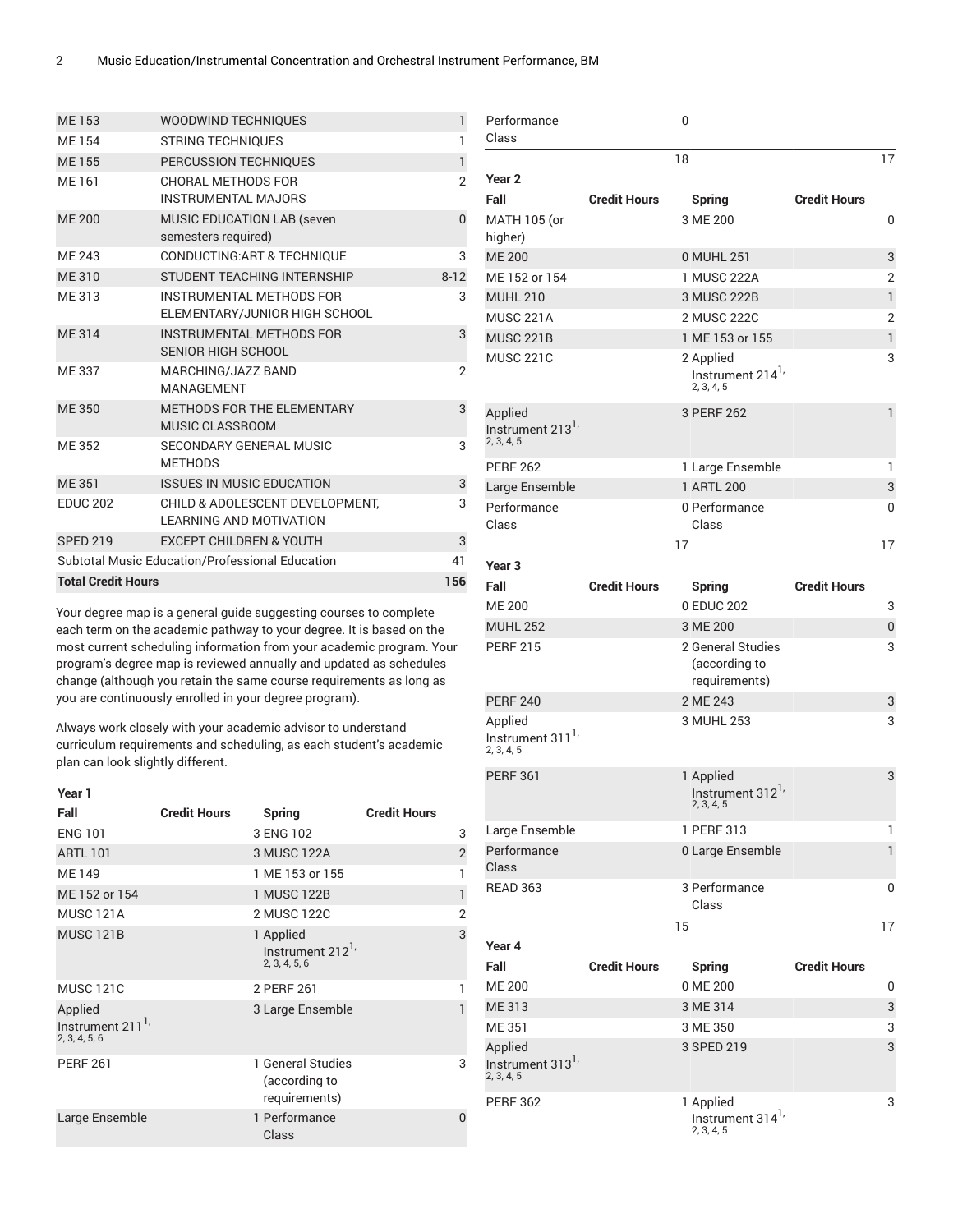| | | |
|---|---|---|
| ME 153 | WOODWIND TECHNIQUES | 1 |
| ME 154 | STRING TECHNIQUES | 1 |
| ME 155 | PERCUSSION TECHNIQUES | 1 |
| ME 161 | CHORAL METHODS FOR INSTRUMENTAL MAJORS | 2 |
| ME 200 | MUSIC EDUCATION LAB (seven semesters required) | 0 |
| ME 243 | CONDUCTING:ART & TECHNIQUE | 3 |
| ME 310 | STUDENT TEACHING INTERNSHIP | 8-12 |
| ME 313 | INSTRUMENTAL METHODS FOR ELEMENTARY/JUNIOR HIGH SCHOOL | 3 |
| ME 314 | INSTRUMENTAL METHODS FOR SENIOR HIGH SCHOOL | 3 |
| ME 337 | MARCHING/JAZZ BAND MANAGEMENT | 2 |
| ME 350 | METHODS FOR THE ELEMENTARY MUSIC CLASSROOM | 3 |
| ME 352 | SECONDARY GENERAL MUSIC METHODS | 3 |
| ME 351 | ISSUES IN MUSIC EDUCATION | 3 |
| EDUC 202 | CHILD & ADOLESCENT DEVELOPMENT, LEARNING AND MOTIVATION | 3 |
| SPED 219 | EXCEPT CHILDREN & YOUTH | 3 |
| Subtotal Music Education/Professional Education | | 41 |
| **Total Credit Hours** | | **156** |

Your degree map is a general guide suggesting courses to complete each term on the academic pathway to your degree. It is based on the most current scheduling information from your academic program. Your program's degree map is reviewed annually and updated as schedules change (although you retain the same course requirements as long as you are continuously enrolled in your degree program).

Always work closely with your academic advisor to understand curriculum requirements and scheduling, as each student's academic plan can look slightly different.

| Year 1 | | | |
|---|---|---|---|
| **Fall** | **Credit Hours** | **Spring** | **Credit Hours** |
| ENG 101 | 3 | ENG 102 | 3 |
| ARTL 101 | 3 | MUSC 122A | 2 |
| ME 149 | 1 | ME 153 or 155 | 1 |
| ME 152 or 154 | 1 | MUSC 122B | 1 |
| MUSC 121A | 2 | MUSC 122C | 2 |
| MUSC 121B | 1 | Applied Instrument 212[1, 2, 3, 4, 5, 6] | 3 |
| MUSC 121C | 2 | PERF 261 | 1 |
| Applied Instrument 211[1, 2, 3, 4, 5, 6] | 3 | Large Ensemble | 1 |
| PERF 261 | 1 | General Studies (according to requirements) | 3 |
| Large Ensemble | 1 | Performance Class | 0 |
| Performance Class | 0 | | |
| | 18 | | 17 |

| Year 2 | | | |
|---|---|---|---|
| **Fall** | **Credit Hours** | **Spring** | **Credit Hours** |
| MATH 105 (or higher) | 3 | ME 200 | 0 |
| ME 200 | 0 | MUHL 251 | 3 |
| ME 152 or 154 | 1 | MUSC 222A | 2 |
| MUHL 210 | 3 | MUSC 222B | 1 |
| MUSC 221A | 2 | MUSC 222C | 2 |
| MUSC 221B | 1 | ME 153 or 155 | 1 |
| MUSC 221C | 2 | Applied Instrument 214[1, 2, 3, 4, 5] | 3 |
| Applied Instrument 213[1, 2, 3, 4, 5] | 3 | PERF 262 | 1 |
| PERF 262 | 1 | Large Ensemble | 1 |
| Large Ensemble | 1 | ARTL 200 | 3 |
| Performance Class | 0 | Performance Class | 0 |
| | 17 | | 17 |

| Year 3 | | | |
|---|---|---|---|
| **Fall** | **Credit Hours** | **Spring** | **Credit Hours** |
| ME 200 | 0 | EDUC 202 | 3 |
| MUHL 252 | 3 | ME 200 | 0 |
| PERF 215 | 2 | General Studies (according to requirements) | 3 |
| PERF 240 | 2 | ME 243 | 3 |
| Applied Instrument 311[1, 2, 3, 4, 5] | 3 | MUHL 253 | 3 |
| PERF 361 | 1 | Applied Instrument 312[1, 2, 3, 4, 5] | 3 |
| Large Ensemble | 1 | PERF 313 | 1 |
| Performance Class | 0 | Large Ensemble | 1 |
| READ 363 | 3 | Performance Class | 0 |
| | 15 | | 17 |

| Year 4 | | | |
|---|---|---|---|
| **Fall** | **Credit Hours** | **Spring** | **Credit Hours** |
| ME 200 | 0 | ME 200 | 0 |
| ME 313 | 3 | ME 314 | 3 |
| ME 351 | 3 | ME 350 | 3 |
| Applied Instrument 313[1, 2, 3, 4, 5] | 3 | SPED 219 | 3 |
| PERF 362 | 1 | Applied Instrument 314[1, 2, 3, 4, 5] | 3 |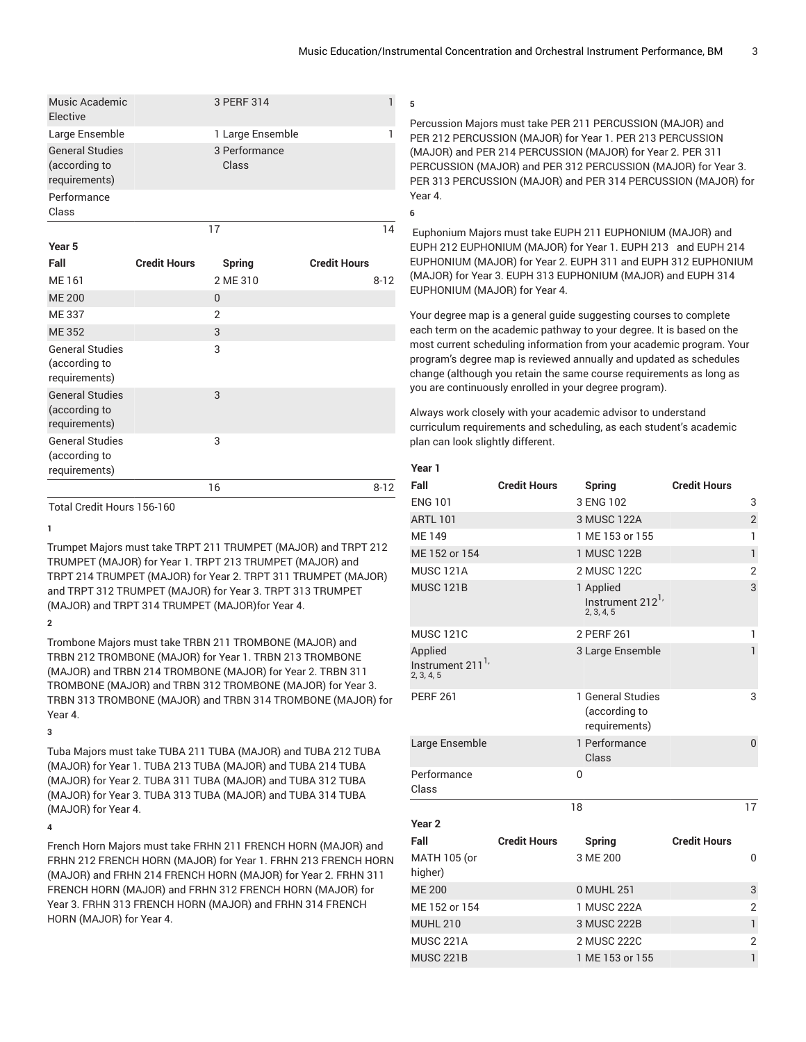| Fall | Credit Hours | Spring | Credit Hours |
| --- | --- | --- | --- |
| Music Academic Elective | 3 | PERF 314 | 1 |
| Large Ensemble | 1 | Large Ensemble | 1 |
| General Studies (according to requirements) | 3 | Performance Class | |
| Performance Class | | | |
| | 17 | | 14 |

**Year 5**

| Fall | Credit Hours | Spring | Credit Hours |
| --- | --- | --- | --- |
| ME 161 | 2 | ME 310 | 8-12 |
| ME 200 | 0 | | |
| ME 337 | 2 | | |
| ME 352 | 3 | | |
| General Studies (according to requirements) | 3 | | |
| General Studies (according to requirements) | 3 | | |
| General Studies (according to requirements) | 3 | | |
| | 16 | | 8-12 |

Total Credit Hours 156-160

**1**

Trumpet Majors must take TRPT 211 TRUMPET (MAJOR) and TRPT 212 TRUMPET (MAJOR) for Year 1. TRPT 213 TRUMPET (MAJOR) and TRPT 214 TRUMPET (MAJOR) for Year 2. TRPT 311 TRUMPET (MAJOR) and TRPT 312 TRUMPET (MAJOR) for Year 3. TRPT 313 TRUMPET (MAJOR) and TRPT 314 TRUMPET (MAJOR)for Year 4.

**2**

Trombone Majors must take TRBN 211 TROMBONE (MAJOR) and TRBN 212 TROMBONE (MAJOR) for Year 1. TRBN 213 TROMBONE (MAJOR) and TRBN 214 TROMBONE (MAJOR) for Year 2. TRBN 311 TROMBONE (MAJOR) and TRBN 312 TROMBONE (MAJOR) for Year 3. TRBN 313 TROMBONE (MAJOR) and TRBN 314 TROMBONE (MAJOR) for Year 4.

**3**

Tuba Majors must take TUBA 211 TUBA (MAJOR) and TUBA 212 TUBA (MAJOR) for Year 1. TUBA 213 TUBA (MAJOR) and TUBA 214 TUBA (MAJOR) for Year 2. TUBA 311 TUBA (MAJOR) and TUBA 312 TUBA (MAJOR) for Year 3. TUBA 313 TUBA (MAJOR) and TUBA 314 TUBA (MAJOR) for Year 4.

**4**

French Horn Majors must take FRHN 211 FRENCH HORN (MAJOR) and FRHN 212 FRENCH HORN (MAJOR) for Year 1. FRHN 213 FRENCH HORN (MAJOR) and FRHN 214 FRENCH HORN (MAJOR) for Year 2. FRHN 311 FRENCH HORN (MAJOR) and FRHN 312 FRENCH HORN (MAJOR) for Year 3. FRHN 313 FRENCH HORN (MAJOR) and FRHN 314 FRENCH HORN (MAJOR) for Year 4.

**5**

Percussion Majors must take PER 211 PERCUSSION (MAJOR) and PER 212 PERCUSSION (MAJOR) for Year 1. PER 213 PERCUSSION (MAJOR) and PER 214 PERCUSSION (MAJOR) for Year 2. PER 311 PERCUSSION (MAJOR) and PER 312 PERCUSSION (MAJOR) for Year 3. PER 313 PERCUSSION (MAJOR) and PER 314 PERCUSSION (MAJOR) for Year 4.

**6**

Euphonium Majors must take EUPH 211 EUPHONIUM (MAJOR) and EUPH 212 EUPHONIUM (MAJOR) for Year 1. EUPH 213 and EUPH 214 EUPHONIUM (MAJOR) for Year 2. EUPH 311 and EUPH 312 EUPHONIUM (MAJOR) for Year 3. EUPH 313 EUPHONIUM (MAJOR) and EUPH 314 EUPHONIUM (MAJOR) for Year 4.

Your degree map is a general guide suggesting courses to complete each term on the academic pathway to your degree. It is based on the most current scheduling information from your academic program. Your program's degree map is reviewed annually and updated as schedules change (although you retain the same course requirements as long as you are continuously enrolled in your degree program).

Always work closely with your academic advisor to understand curriculum requirements and scheduling, as each student's academic plan can look slightly different.

**Year 1**

| Fall | Credit Hours | Spring | Credit Hours |
| --- | --- | --- | --- |
| ENG 101 | 3 | ENG 102 | 3 |
| ARTL 101 | 3 | MUSC 122A | 2 |
| ME 149 | 1 | ME 153 or 155 | 1 |
| ME 152 or 154 | 1 | MUSC 122B | 1 |
| MUSC 121A | 2 | MUSC 122C | 2 |
| MUSC 121B | 1 | Applied Instrument 212[1, 2, 3, 4, 5] | 3 |
| MUSC 121C | 2 | PERF 261 | 1 |
| Applied Instrument 211[1, 2, 3, 4, 5] | 3 | Large Ensemble | 1 |
| PERF 261 | 1 | General Studies (according to requirements) | 3 |
| Large Ensemble | 1 | Performance Class | 0 |
| Performance Class | 0 | | |
| | 18 | | 17 |

**Year 2**

| Fall | Credit Hours | Spring | Credit Hours |
| --- | --- | --- | --- |
| MATH 105 (or higher) | 3 | ME 200 | 0 |
| ME 200 | 0 | MUHL 251 | 3 |
| ME 152 or 154 | 1 | MUSC 222A | 2 |
| MUHL 210 | 3 | MUSC 222B | 1 |
| MUSC 221A | 2 | MUSC 222C | 2 |
| MUSC 221B | 1 | ME 153 or 155 | 1 |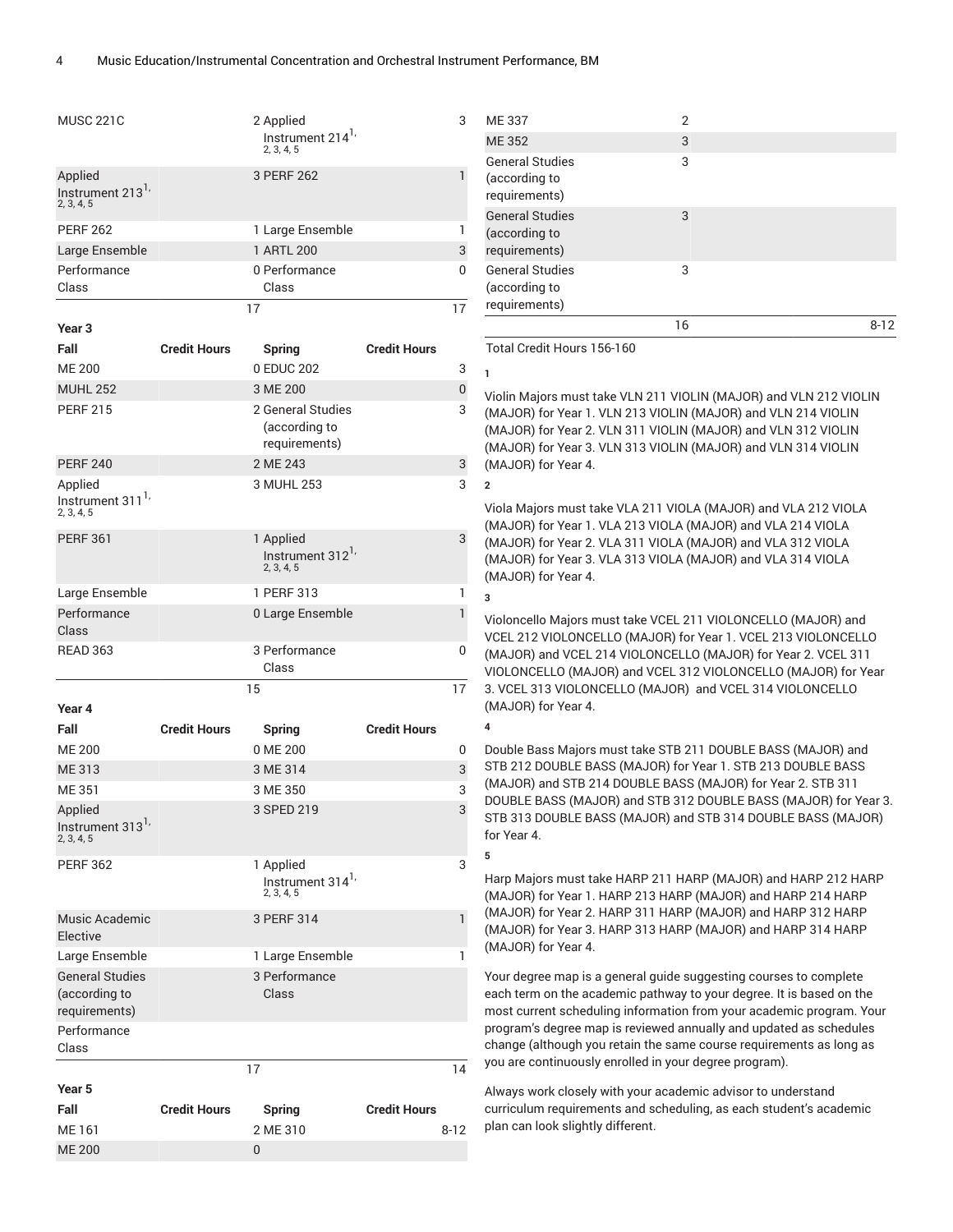| Fall | Credit Hours | Spring | Credit Hours |
|---|---|---|---|
| MUSC 221C | 2 | Applied Instrument 214[1, 2, 3, 4, 5] | 3 |
| Applied Instrument 213[1, 2, 3, 4, 5] | 3 | PERF 262 | 1 |
| PERF 262 | 1 | Large Ensemble | 1 |
| Large Ensemble | 1 | ARTL 200 | 3 |
| Performance Class | 0 | Performance Class | 0 |
| | 17 | | 17 |

**Year 3**

| Fall | Credit Hours | Spring | Credit Hours |
|---|---|---|---|
| ME 200 | 0 | EDUC 202 | 3 |
| MUHL 252 | 3 | ME 200 | 0 |
| PERF 215 | 2 | General Studies (according to requirements) | 3 |
| PERF 240 | 2 | ME 243 | 3 |
| Applied Instrument 311[1, 2, 3, 4, 5] | 3 | MUHL 253 | 3 |
| PERF 361 | 1 | Applied Instrument 312[1, 2, 3, 4, 5] | 3 |
| Large Ensemble | 1 | PERF 313 | 1 |
| Performance Class | 0 | Large Ensemble | 1 |
| READ 363 | 3 | Performance Class | 0 |
| | 15 | | 17 |

**Year 4**

| Fall | Credit Hours | Spring | Credit Hours |
|---|---|---|---|
| ME 200 | 0 | ME 200 | 0 |
| ME 313 | 3 | ME 314 | 3 |
| ME 351 | 3 | ME 350 | 3 |
| Applied Instrument 313[1, 2, 3, 4, 5] | 3 | SPED 219 | 3 |
| PERF 362 | 1 | Applied Instrument 314[1, 2, 3, 4, 5] | 3 |
| Music Academic Elective | 3 | PERF 314 | 1 |
| Large Ensemble | 1 | Large Ensemble | 1 |
| General Studies (according to requirements) | 3 | Performance Class | |
| Performance Class | | | |
| | 17 | | 14 |

**Year 5**

| Fall | Credit Hours | Spring | Credit Hours |
|---|---|---|---|
| ME 161 | 2 | ME 310 | 8-12 |
| ME 200 | 0 | | |
| ME 337 | 2 | | |
| ME 352 | 3 | | |
| General Studies (according to requirements) | 3 | | |
| General Studies (according to requirements) | 3 | | |
| General Studies (according to requirements) | 3 | | |
| | 16 | | 8-12 |

Total Credit Hours 156-160

1

Violin Majors must take VLN 211 VIOLIN (MAJOR) and VLN 212 VIOLIN (MAJOR) for Year 1. VLN 213 VIOLIN (MAJOR) and VLN 214 VIOLIN (MAJOR) for Year 2. VLN 311 VIOLIN (MAJOR) and VLN 312 VIOLIN (MAJOR) for Year 3. VLN 313 VIOLIN (MAJOR) and VLN 314 VIOLIN (MAJOR) for Year 4.

2

Viola Majors must take VLA 211 VIOLA (MAJOR) and VLA 212 VIOLA (MAJOR) for Year 1. VLA 213 VIOLA (MAJOR) and VLA 214 VIOLA (MAJOR) for Year 2. VLA 311 VIOLA (MAJOR) and VLA 312 VIOLA (MAJOR) for Year 3. VLA 313 VIOLA (MAJOR) and VLA 314 VIOLA (MAJOR) for Year 4.

3

Violoncello Majors must take VCEL 211 VIOLONCELLO (MAJOR) and VCEL 212 VIOLONCELLO (MAJOR) for Year 1. VCEL 213 VIOLONCELLO (MAJOR) and VCEL 214 VIOLONCELLO (MAJOR) for Year 2. VCEL 311 VIOLONCELLO (MAJOR) and VCEL 312 VIOLONCELLO (MAJOR) for Year 3. VCEL 313 VIOLONCELLO (MAJOR) and VCEL 314 VIOLONCELLO (MAJOR) for Year 4.

4

Double Bass Majors must take STB 211 DOUBLE BASS (MAJOR) and STB 212 DOUBLE BASS (MAJOR) for Year 1. STB 213 DOUBLE BASS (MAJOR) and STB 214 DOUBLE BASS (MAJOR) for Year 2. STB 311 DOUBLE BASS (MAJOR) and STB 312 DOUBLE BASS (MAJOR) for Year 3. STB 313 DOUBLE BASS (MAJOR) and STB 314 DOUBLE BASS (MAJOR) for Year 4.

5

Harp Majors must take HARP 211 HARP (MAJOR) and HARP 212 HARP (MAJOR) for Year 1. HARP 213 HARP (MAJOR) and HARP 214 HARP (MAJOR) for Year 2. HARP 311 HARP (MAJOR) and HARP 312 HARP (MAJOR) for Year 3. HARP 313 HARP (MAJOR) and HARP 314 HARP (MAJOR) for Year 4.

Your degree map is a general guide suggesting courses to complete each term on the academic pathway to your degree. It is based on the most current scheduling information from your academic program. Your program's degree map is reviewed annually and updated as schedules change (although you retain the same course requirements as long as you are continuously enrolled in your degree program).

Always work closely with your academic advisor to understand curriculum requirements and scheduling, as each student's academic plan can look slightly different.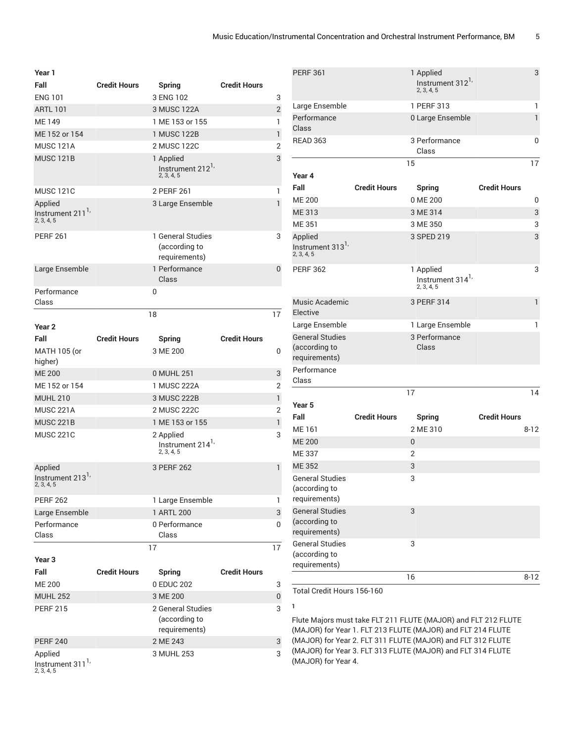| Year 1 | | | |
|---|---|---|---|
| **Fall** | **Credit Hours** | **Spring** | **Credit Hours** |
| ENG 101 | 3 | ENG 102 | 3 |
| ARTL 101 | 3 | MUSC 122A | 2 |
| ME 149 | 1 | ME 153 or 155 | 1 |
| ME 152 or 154 | 1 | MUSC 122B | 1 |
| MUSC 121A | 2 | MUSC 122C | 2 |
| MUSC 121B | 1 | Applied Instrument 212[1, 2, 3, 4, 5] | 3 |
| MUSC 121C | 2 | PERF 261 | 1 |
| Applied Instrument 211[1, 2, 3, 4, 5] | 3 | Large Ensemble | 1 |
| PERF 261 | 1 | General Studies (according to requirements) | 3 |
| Large Ensemble | 1 | Performance Class | 0 |
| Performance Class | 0 | | |
| | 18 | | 17 |

| Year 2 | | | |
|---|---|---|---|
| **Fall** | **Credit Hours** | **Spring** | **Credit Hours** |
| MATH 105 (or higher) | 3 | ME 200 | 0 |
| ME 200 | 0 | MUHL 251 | 3 |
| ME 152 or 154 | 1 | MUSC 222A | 2 |
| MUHL 210 | 3 | MUSC 222B | 1 |
| MUSC 221A | 2 | MUSC 222C | 2 |
| MUSC 221B | 1 | ME 153 or 155 | 1 |
| MUSC 221C | 2 | Applied Instrument 214[1, 2, 3, 4, 5] | 3 |
| Applied Instrument 213[1, 2, 3, 4, 5] | 3 | PERF 262 | 1 |
| PERF 262 | 1 | Large Ensemble | 1 |
| Large Ensemble | 1 | ARTL 200 | 3 |
| Performance Class | 0 | Performance Class | 0 |
| | 17 | | 17 |

| Year 3 | | | |
|---|---|---|---|
| **Fall** | **Credit Hours** | **Spring** | **Credit Hours** |
| ME 200 | 0 | EDUC 202 | 3 |
| MUHL 252 | 3 | ME 200 | 0 |
| PERF 215 | 2 | General Studies (according to requirements) | 3 |
| PERF 240 | 2 | ME 243 | 3 |
| Applied Instrument 311[1, 2, 3, 4, 5] | 3 | MUHL 253 | 3 |
| PERF 361 | 1 | Applied Instrument 312[1, 2, 3, 4, 5] | 3 |
| Large Ensemble | 1 | PERF 313 | 1 |
| Performance Class | 0 | Large Ensemble | 1 |
| READ 363 | 3 | Performance Class | 0 |
| | 15 | | 17 |

| Year 4 | | | |
|---|---|---|---|
| **Fall** | **Credit Hours** | **Spring** | **Credit Hours** |
| ME 200 | 0 | ME 200 | 0 |
| ME 313 | 3 | ME 314 | 3 |
| ME 351 | 3 | ME 350 | 3 |
| Applied Instrument 313[1, 2, 3, 4, 5] | 3 | SPED 219 | 3 |
| PERF 362 | 1 | Applied Instrument 314[1, 2, 3, 4, 5] | 3 |
| Music Academic Elective | 3 | PERF 314 | 1 |
| Large Ensemble | 1 | Large Ensemble | 1 |
| General Studies (according to requirements) | 3 | Performance Class | |
| Performance Class | | | |
| | 17 | | 14 |

| Year 5 | | | |
|---|---|---|---|
| **Fall** | **Credit Hours** | **Spring** | **Credit Hours** |
| ME 161 | 2 | ME 310 | 8-12 |
| ME 200 | 0 | | |
| ME 337 | 2 | | |
| ME 352 | 3 | | |
| General Studies (according to requirements) | 3 | | |
| General Studies (according to requirements) | 3 | | |
| General Studies (according to requirements) | 3 | | |
| | 16 | | 8-12 |

Total Credit Hours 156-160

1

Flute Majors must take FLT 211 FLUTE (MAJOR) and FLT 212 FLUTE (MAJOR) for Year 1. FLT 213 FLUTE (MAJOR) and FLT 214 FLUTE (MAJOR) for Year 2. FLT 311 FLUTE (MAJOR) and FLT 312 FLUTE (MAJOR) for Year 3. FLT 313 FLUTE (MAJOR) and FLT 314 FLUTE (MAJOR) for Year 4.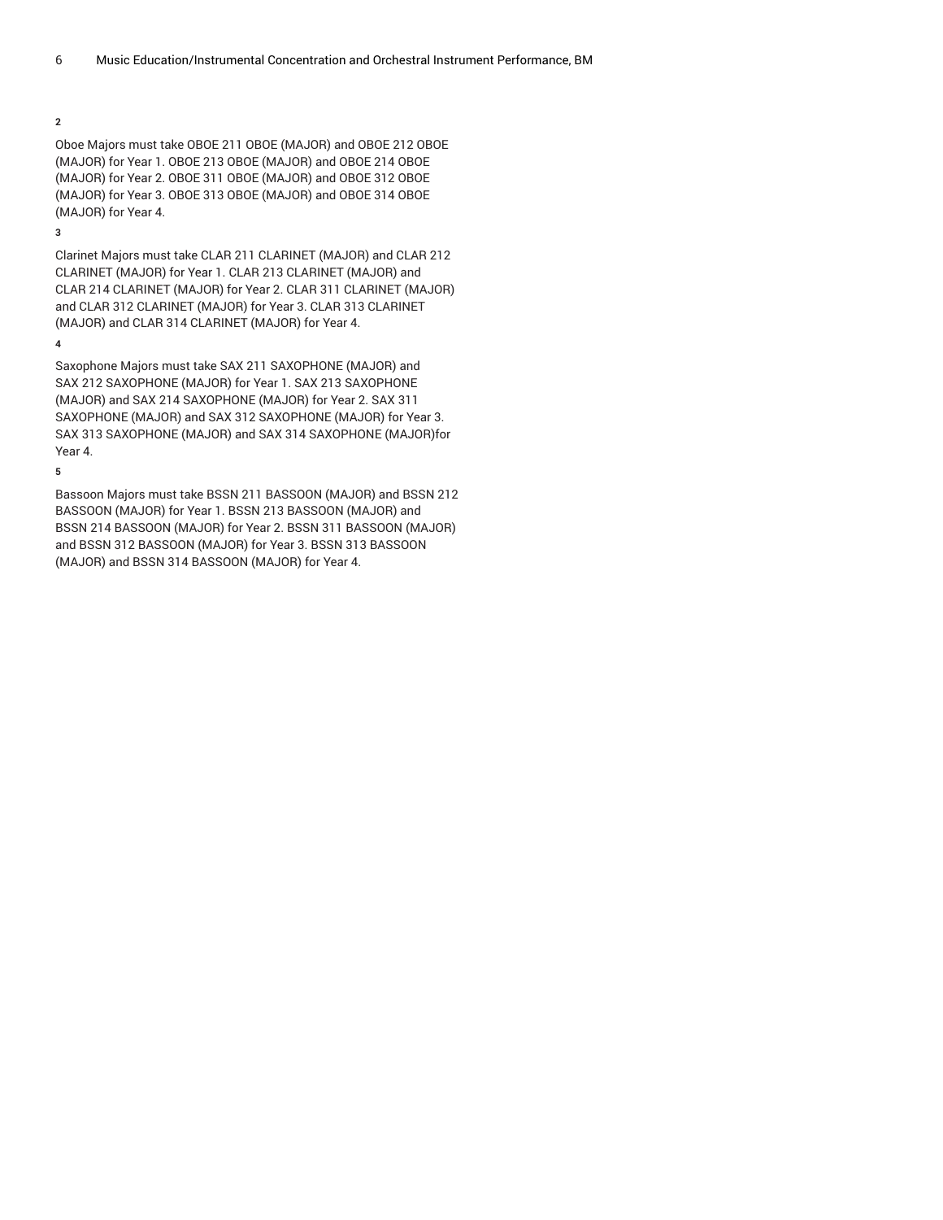**2**

Oboe Majors must take OBOE 211 OBOE (MAJOR) and OBOE 212 OBOE (MAJOR) for Year 1. OBOE 213 OBOE (MAJOR) and OBOE 214 OBOE (MAJOR) for Year 2. OBOE 311 OBOE (MAJOR) and OBOE 312 OBOE (MAJOR) for Year 3. OBOE 313 OBOE (MAJOR) and OBOE 314 OBOE (MAJOR) for Year 4.

**3**

Clarinet Majors must take CLAR 211 CLARINET (MAJOR) and CLAR 212 CLARINET (MAJOR) for Year 1. CLAR 213 CLARINET (MAJOR) and CLAR 214 CLARINET (MAJOR) for Year 2. CLAR 311 CLARINET (MAJOR) and CLAR 312 CLARINET (MAJOR) for Year 3. CLAR 313 CLARINET (MAJOR) and CLAR 314 CLARINET (MAJOR) for Year 4.

**4**

Saxophone Majors must take SAX 211 SAXOPHONE (MAJOR) and SAX 212 SAXOPHONE (MAJOR) for Year 1. SAX 213 SAXOPHONE (MAJOR) and SAX 214 SAXOPHONE (MAJOR) for Year 2. SAX 311 SAXOPHONE (MAJOR) and SAX 312 SAXOPHONE (MAJOR) for Year 3. SAX 313 SAXOPHONE (MAJOR) and SAX 314 SAXOPHONE (MAJOR)for Year 4.

**5**

Bassoon Majors must take BSSN 211 BASSOON (MAJOR) and BSSN 212 BASSOON (MAJOR) for Year 1. BSSN 213 BASSOON (MAJOR) and BSSN 214 BASSOON (MAJOR) for Year 2. BSSN 311 BASSOON (MAJOR) and BSSN 312 BASSOON (MAJOR) for Year 3. BSSN 313 BASSOON (MAJOR) and BSSN 314 BASSOON (MAJOR) for Year 4.